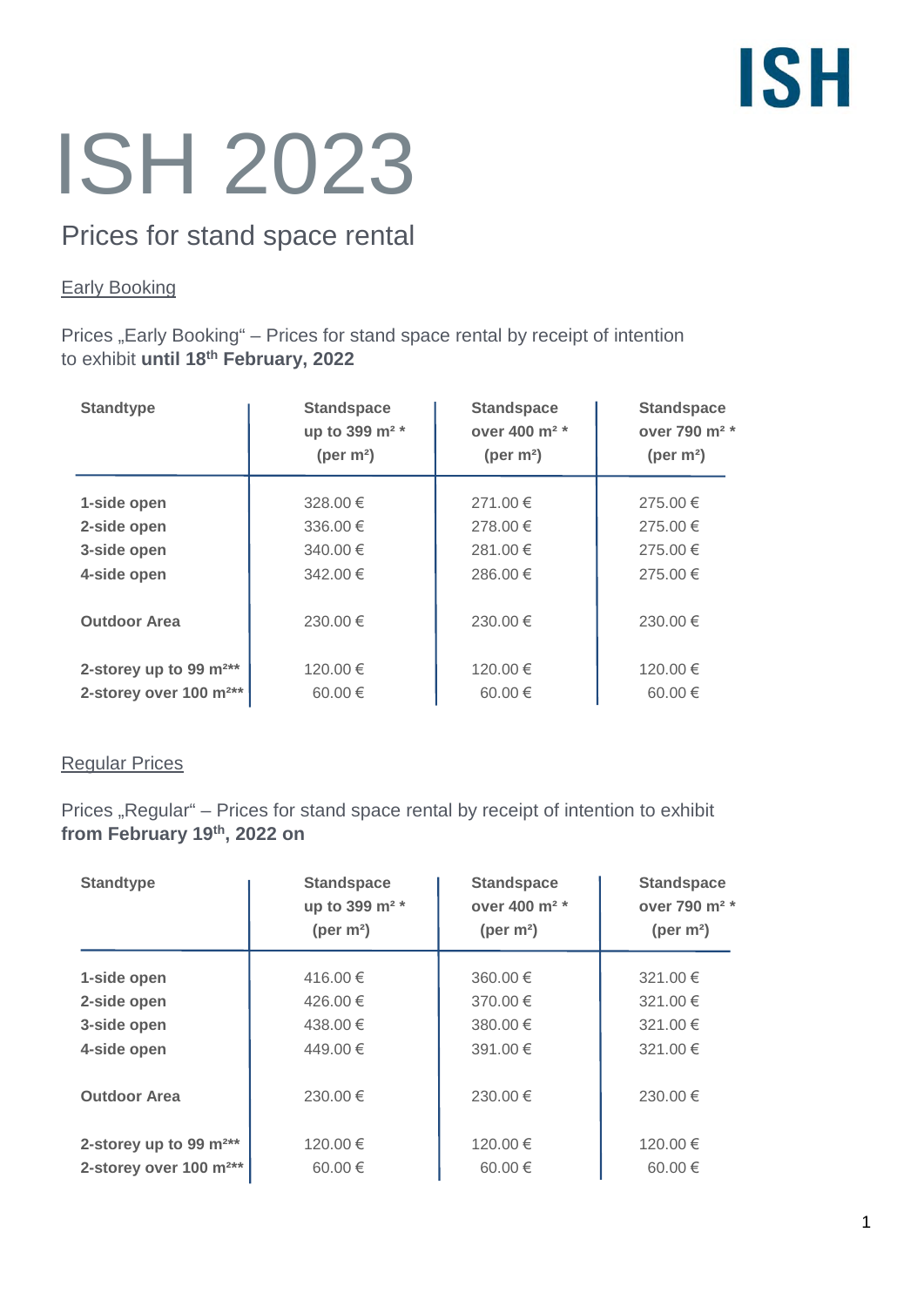ISH

# ISH 2023

## Prices for stand space rental

### Early Booking

Prices „Early Booking" – Prices for stand space rental by receipt of intention to exhibit **until 18th February, 2022**

| Standtype | Standspace up to 399 m² * (per m²) | Standspace over 400 m² * (per m²) | Standspace over 790 m² * (per m²) |
|---|---|---|---|
| **1-side open** | 328.00 € | 271.00 € | 275.00 € |
| **2-side open** | 336.00 € | 278.00 € | 275.00 € |
| **3-side open** | 340.00 € | 281.00 € | 275.00 € |
| **4-side open** | 342.00 € | 286.00 € | 275.00 € |
| **Outdoor Area** | 230.00 € | 230.00 € | 230.00 € |
| **2-storey up to 99 m²\*\*** | 120.00 € | 120.00 € | 120.00 € |
| **2-storey over 100 m²\*\*** | 60.00 € | 60.00 € | 60.00 € |

### Regular Prices

Prices „Regular" – Prices for stand space rental by receipt of intention to exhibit **from February 19th, 2022 on**

| Standtype | Standspace up to 399 m² * (per m²) | Standspace over 400 m² * (per m²) | Standspace over 790 m² * (per m²) |
|---|---|---|---|
| **1-side open** | 416.00 € | 360.00 € | 321.00 € |
| **2-side open** | 426.00 € | 370.00 € | 321.00 € |
| **3-side open** | 438.00 € | 380.00 € | 321.00 € |
| **4-side open** | 449.00 € | 391.00 € | 321.00 € |
| **Outdoor Area** | 230.00 € | 230.00 € | 230.00 € |
| **2-storey up to 99 m²\*\*** | 120.00 € | 120.00 € | 120.00 € |
| **2-storey over 100 m²\*\*** | 60.00 € | 60.00 € | 60.00 € |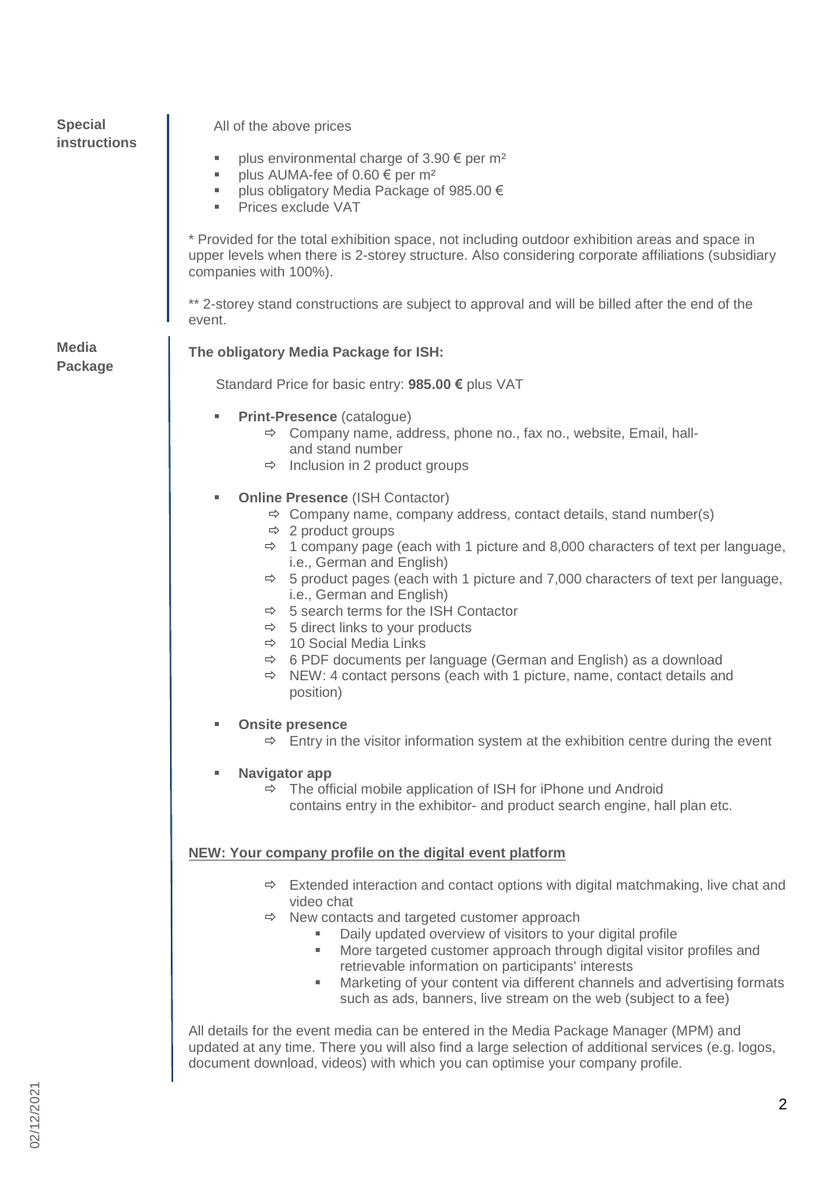**Special instructions**

All of the above prices

- plus environmental charge of 3.90 € per m²
- plus AUMA-fee of 0.60 € per m²
- plus obligatory Media Package of 985.00 €
- Prices exclude VAT

* Provided for the total exhibition space, not including outdoor exhibition areas and space in upper levels when there is 2-storey structure. Also considering corporate affiliations (subsidiary companies with 100%).

** 2-storey stand constructions are subject to approval and will be billed after the end of the event.

**Media Package**

**The obligatory Media Package for ISH:**

Standard Price for basic entry: **985.00 €** plus VAT

- **Print-Presence** (catalogue)
  - ⇨ Company name, address, phone no., fax no., website, Email, hall- and stand number
  - ⇨ Inclusion in 2 product groups

- **Online Presence** (ISH Contactor)
  - ⇨ Company name, company address, contact details, stand number(s)
  - ⇨ 2 product groups
  - ⇨ 1 company page (each with 1 picture and 8,000 characters of text per language, i.e., German and English)
  - ⇨ 5 product pages (each with 1 picture and 7,000 characters of text per language, i.e., German and English)
  - ⇨ 5 search terms for the ISH Contactor
  - ⇨ 5 direct links to your products
  - ⇨ 10 Social Media Links
  - ⇨ 6 PDF documents per language (German and English) as a download
  - ⇨ NEW: 4 contact persons (each with 1 picture, name, contact details and position)

- **Onsite presence**
  - ⇨ Entry in the visitor information system at the exhibition centre during the event

- **Navigator app**
  - ⇨ The official mobile application of ISH for iPhone und Android contains entry in the exhibitor- and product search engine, hall plan etc.

**NEW: Your company profile on the digital event platform**

- ⇨ Extended interaction and contact options with digital matchmaking, live chat and video chat
- ⇨ New contacts and targeted customer approach
  - Daily updated overview of visitors to your digital profile
  - More targeted customer approach through digital visitor profiles and retrievable information on participants' interests
  - Marketing of your content via different channels and advertising formats such as ads, banners, live stream on the web (subject to a fee)

All details for the event media can be entered in the Media Package Manager (MPM) and updated at any time. There you will also find a large selection of additional services (e.g. logos, document download, videos) with which you can optimise your company profile.